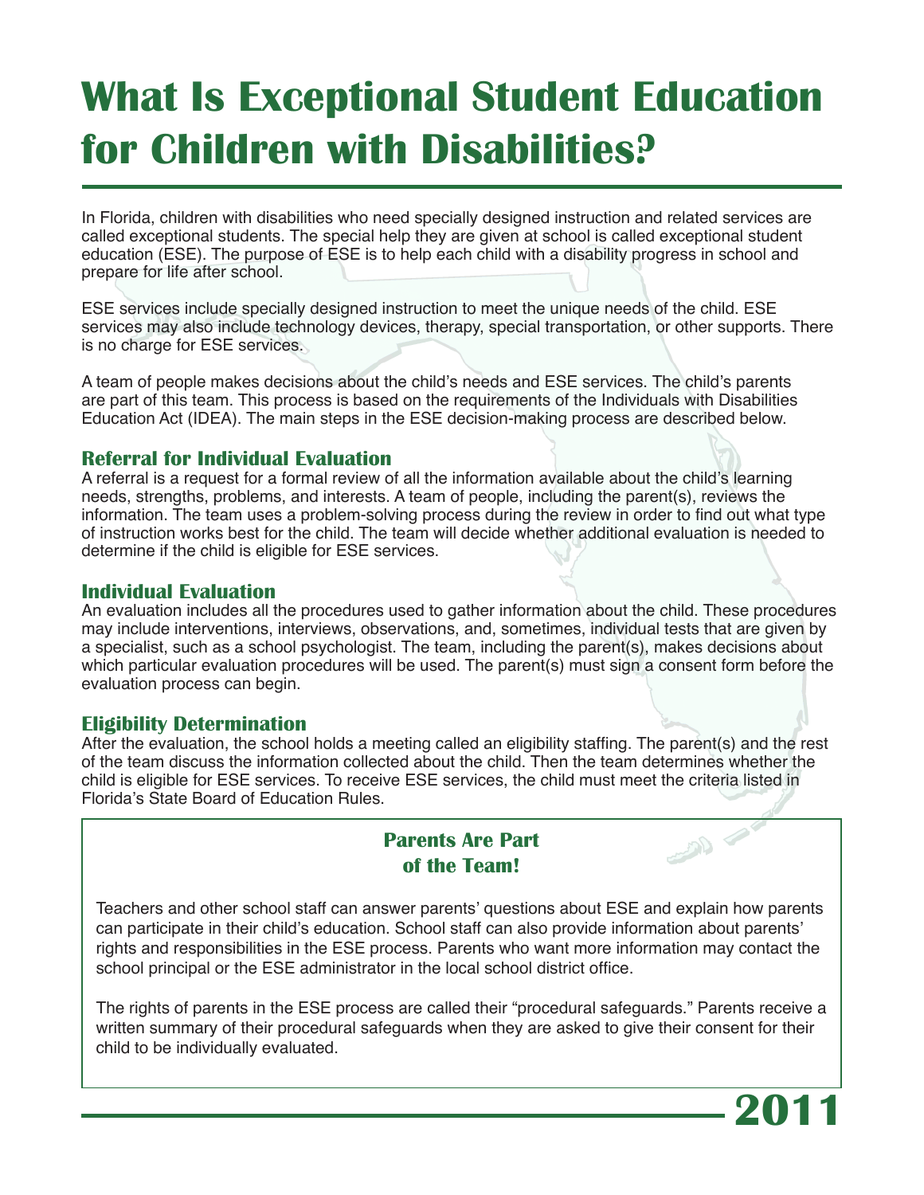# What Is Exceptional Student Education for Children with Disabilities?

In Florida, children with disabilities who need specially designed instruction and related services are called exceptional students. The special help they are given at school is called exceptional student education (ESE). The purpose of ESE is to help each child with a disability progress in school and prepare for life after school.

ESE services include specially designed instruction to meet the unique needs of the child. ESE services may also include technology devices, therapy, special transportation, or other supports. There is no charge for ESE services.

A team of people makes decisions about the child's needs and ESE services. The child's parents are part of this team. This process is based on the requirements of the Individuals with Disabilities Education Act (IDEA). The main steps in the ESE decision-making process are described below.

## Referral for Individual Evaluation

A referral is a request for a formal review of all the information available about the child's learning needs, strengths, problems, and interests. A team of people, including the parent(s), reviews the information. The team uses a problem-solving process during the review in order to find out what type of instruction works best for the child. The team will decide whether additional evaluation is needed to determine if the child is eligible for ESE services.

## Individual Evaluation

An evaluation includes all the procedures used to gather information about the child. These procedures may include interventions, interviews, observations, and, sometimes, individual tests that are given by a specialist, such as a school psychologist. The team, including the parent(s), makes decisions about which particular evaluation procedures will be used. The parent(s) must sign a consent form before the evaluation process can begin.

## Eligibility Determination

After the evaluation, the school holds a meeting called an eligibility staffing. The parent(s) and the rest of the team discuss the information collected about the child. Then the team determines whether the child is eligible for ESE services. To receive ESE services, the child must meet the criteria listed in Florida's State Board of Education Rules.

### Parents Are Part of the Team!

Teachers and other school staff can answer parents' questions about ESE and explain how parents can participate in their child's education. School staff can also provide information about parents' rights and responsibilities in the ESE process. Parents who want more information may contact the school principal or the ESE administrator in the local school district office.

The rights of parents in the ESE process are called their "procedural safeguards." Parents receive a written summary of their procedural safeguards when they are asked to give their consent for their child to be individually evaluated.

**2011**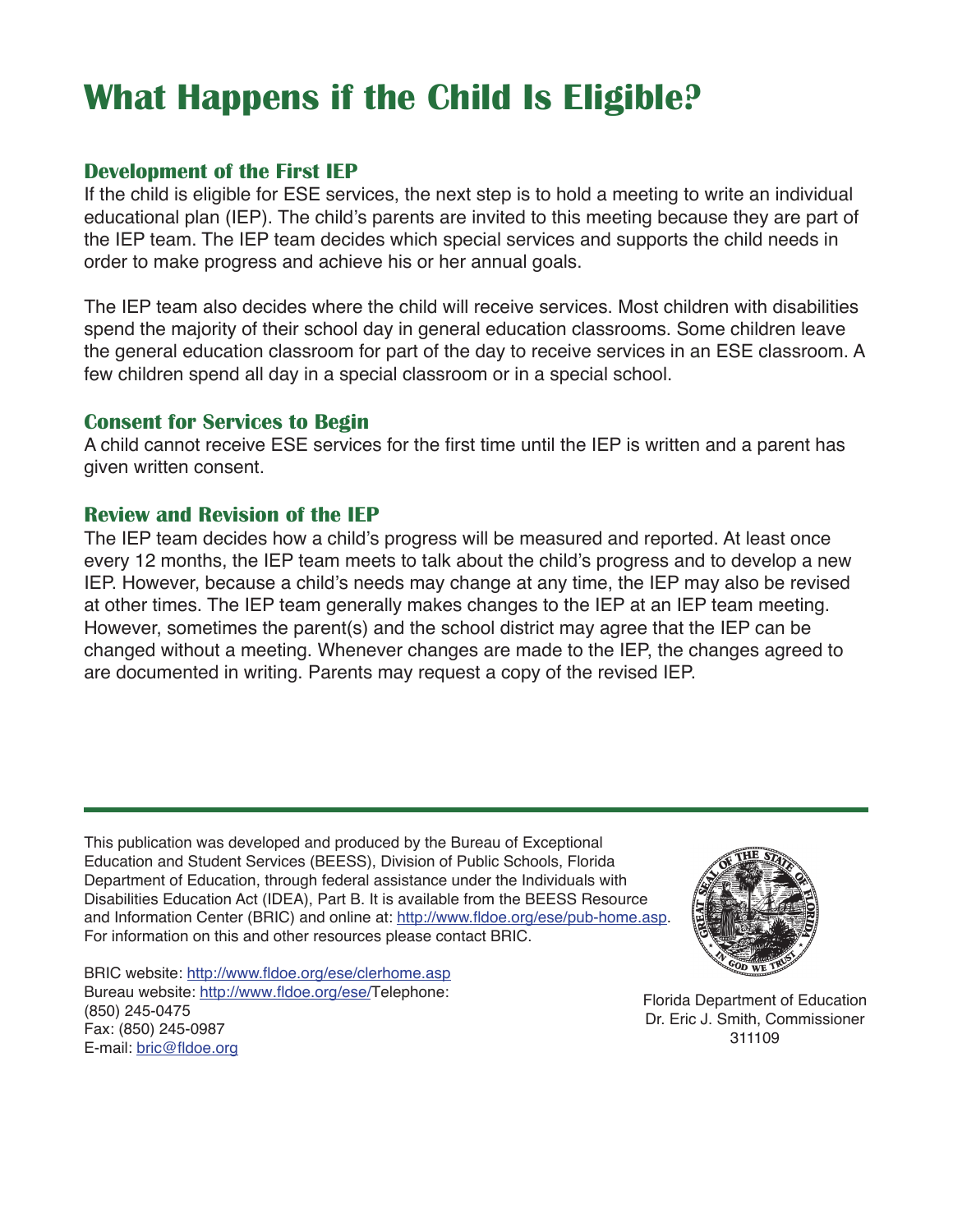# What Happens if the Child Is Eligible?

## Development of the First IEP

If the child is eligible for ESE services, the next step is to hold a meeting to write an individual educational plan (IEP). The child's parents are invited to this meeting because they are part of the IEP team. The IEP team decides which special services and supports the child needs in order to make progress and achieve his or her annual goals.

The IEP team also decides where the child will receive services. Most children with disabilities spend the majority of their school day in general education classrooms. Some children leave the general education classroom for part of the day to receive services in an ESE classroom. A few children spend all day in a special classroom or in a special school.

## Consent for Services to Begin

A child cannot receive ESE services for the first time until the IEP is written and a parent has given written consent.

## Review and Revision of the IEP

The IEP team decides how a child's progress will be measured and reported. At least once every 12 months, the IEP team meets to talk about the child's progress and to develop a new IEP. However, because a child's needs may change at any time, the IEP may also be revised at other times. The IEP team generally makes changes to the IEP at an IEP team meeting. However, sometimes the parent(s) and the school district may agree that the IEP can be changed without a meeting. Whenever changes are made to the IEP, the changes agreed to are documented in writing. Parents may request a copy of the revised IEP.

---

This publication was developed and produced by the Bureau of Exceptional Education and Student Services (BEESS), Division of Public Schools, Florida Department of Education, through federal assistance under the Individuals with Disabilities Education Act (IDEA), Part B. It is available from the BEESS Resource and Information Center (BRIC) and online at: http://www.fldoe.org/ese/pub-home.asp. For information on this and other resources please contact BRIC.

BRIC website: http://www.fldoe.org/ese/clerhome.asp
Bureau website: http://www.fldoe.org/ese/
Telephone: (850) 245-0475
Fax: (850) 245-0987
E-mail: bric@fldoe.org

Florida Department of Education
Dr. Eric J. Smith, Commissioner
311109